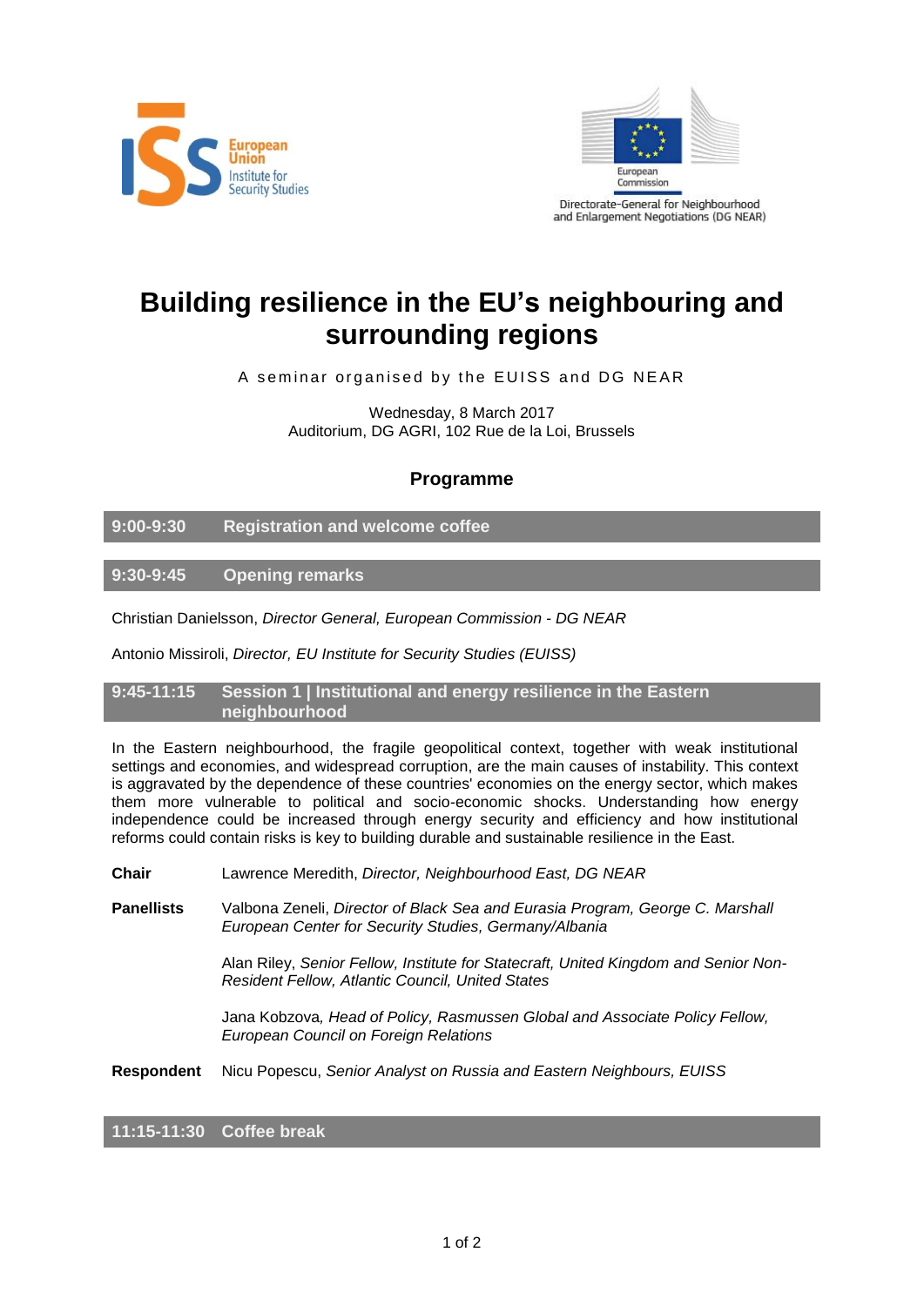European Union Institute for Security Studies

European Commission
Directorate-General for Neighbourhood and Enlargement Negotiations (DG NEAR)

# Building resilience in the EU's neighbouring and surrounding regions

A seminar organised by the EUISS and DG NEAR

Wednesday, 8 March 2017
Auditorium, DG AGRI, 102 Rue de la Loi, Brussels

## Programme

### 9:00-9:30 Registration and welcome coffee

### 9:30-9:45 Opening remarks

Christian Danielsson, *Director General, European Commission - DG NEAR*

Antonio Missiroli, *Director, EU Institute for Security Studies (EUISS)*

### 9:45-11:15 Session 1 | Institutional and energy resilience in the Eastern neighbourhood

In the Eastern neighbourhood, the fragile geopolitical context, together with weak institutional settings and economies, and widespread corruption, are the main causes of instability. This context is aggravated by the dependence of these countries' economies on the energy sector, which makes them more vulnerable to political and socio-economic shocks. Understanding how energy independence could be increased through energy security and efficiency and how institutional reforms could contain risks is key to building durable and sustainable resilience in the East.

**Chair** Lawrence Meredith, *Director, Neighbourhood East, DG NEAR*

**Panellists** Valbona Zeneli, *Director of Black Sea and Eurasia Program, George C. Marshall European Center for Security Studies, Germany/Albania*

Alan Riley, *Senior Fellow, Institute for Statecraft, United Kingdom and Senior Non-Resident Fellow, Atlantic Council, United States*

Jana Kobzova*, Head of Policy, Rasmussen Global and Associate Policy Fellow, European Council on Foreign Relations*

**Respondent** Nicu Popescu, *Senior Analyst on Russia and Eastern Neighbours, EUISS*

### 11:15-11:30 Coffee break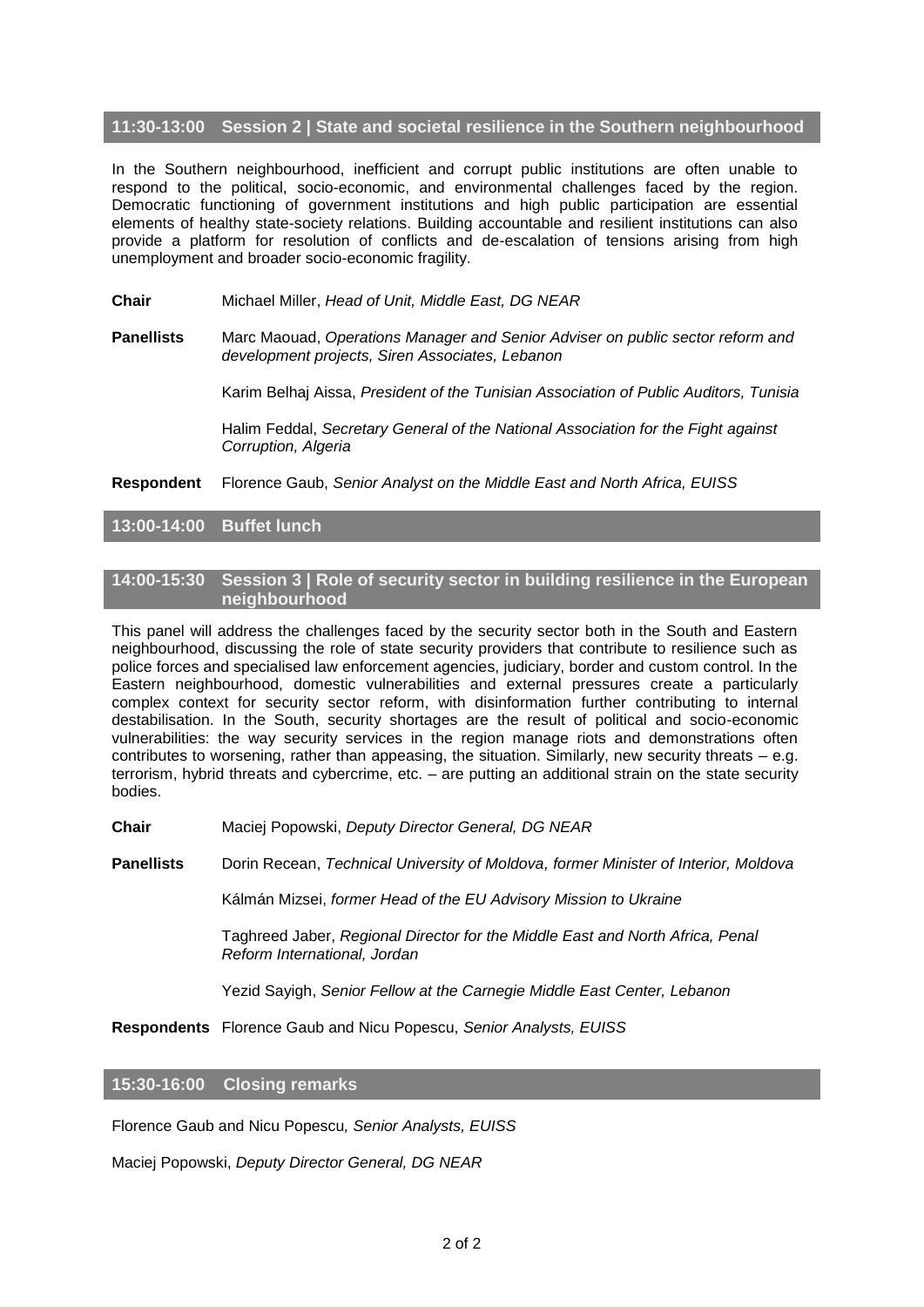## 11:30-13:00 Session 2 | State and societal resilience in the Southern neighbourhood

In the Southern neighbourhood, inefficient and corrupt public institutions are often unable to respond to the political, socio-economic, and environmental challenges faced by the region. Democratic functioning of government institutions and high public participation are essential elements of healthy state-society relations. Building accountable and resilient institutions can also provide a platform for resolution of conflicts and de-escalation of tensions arising from high unemployment and broader socio-economic fragility.

**Chair** Michael Miller, *Head of Unit, Middle East, DG NEAR*

**Panellists** Marc Maouad, *Operations Manager and Senior Adviser on public sector reform and development projects, Siren Associates, Lebanon*

Karim Belhaj Aissa, *President of the Tunisian Association of Public Auditors, Tunisia*

Halim Feddal, *Secretary General of the National Association for the Fight against Corruption, Algeria*

**Respondent** Florence Gaub, *Senior Analyst on the Middle East and North Africa, EUISS*

## 13:00-14:00 Buffet lunch

## 14:00-15:30 Session 3 | Role of security sector in building resilience in the European neighbourhood

This panel will address the challenges faced by the security sector both in the South and Eastern neighbourhood, discussing the role of state security providers that contribute to resilience such as police forces and specialised law enforcement agencies, judiciary, border and custom control. In the Eastern neighbourhood, domestic vulnerabilities and external pressures create a particularly complex context for security sector reform, with disinformation further contributing to internal destabilisation. In the South, security shortages are the result of political and socio-economic vulnerabilities: the way security services in the region manage riots and demonstrations often contributes to worsening, rather than appeasing, the situation. Similarly, new security threats – e.g. terrorism, hybrid threats and cybercrime, etc. – are putting an additional strain on the state security bodies.

**Chair** Maciej Popowski, *Deputy Director General, DG NEAR*

**Panellists** Dorin Recean, *Technical University of Moldova, former Minister of Interior, Moldova*

Kálmán Mizsei, *former Head of the EU Advisory Mission to Ukraine*

Taghreed Jaber, *Regional Director for the Middle East and North Africa, Penal Reform International, Jordan*

Yezid Sayigh, *Senior Fellow at the Carnegie Middle East Center, Lebanon*

**Respondents** Florence Gaub and Nicu Popescu, *Senior Analysts, EUISS*

## 15:30-16:00 Closing remarks

Florence Gaub and Nicu Popescu, *Senior Analysts, EUISS*

Maciej Popowski, *Deputy Director General, DG NEAR*